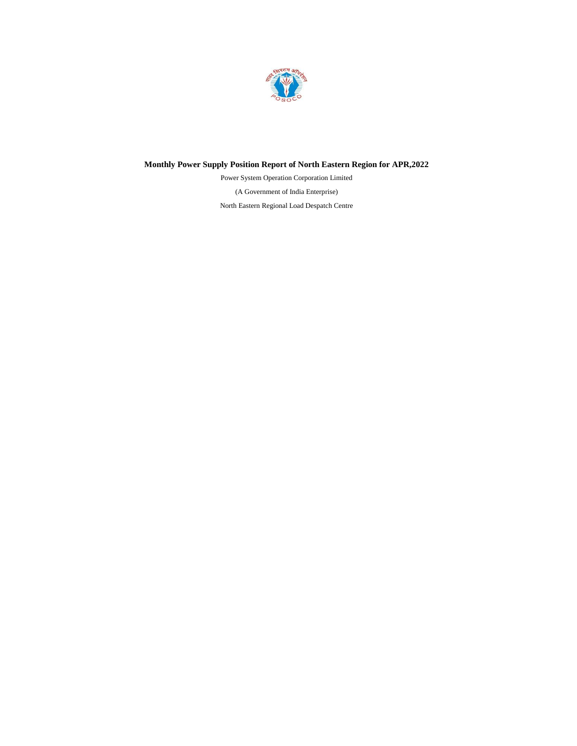# Monthly Power Supply Position Report of North Eastern Region for APR,2022

Power System Operation Corporation Limited

(A Government of India Enterprise)

North Eastern Regional Load Despatch Centre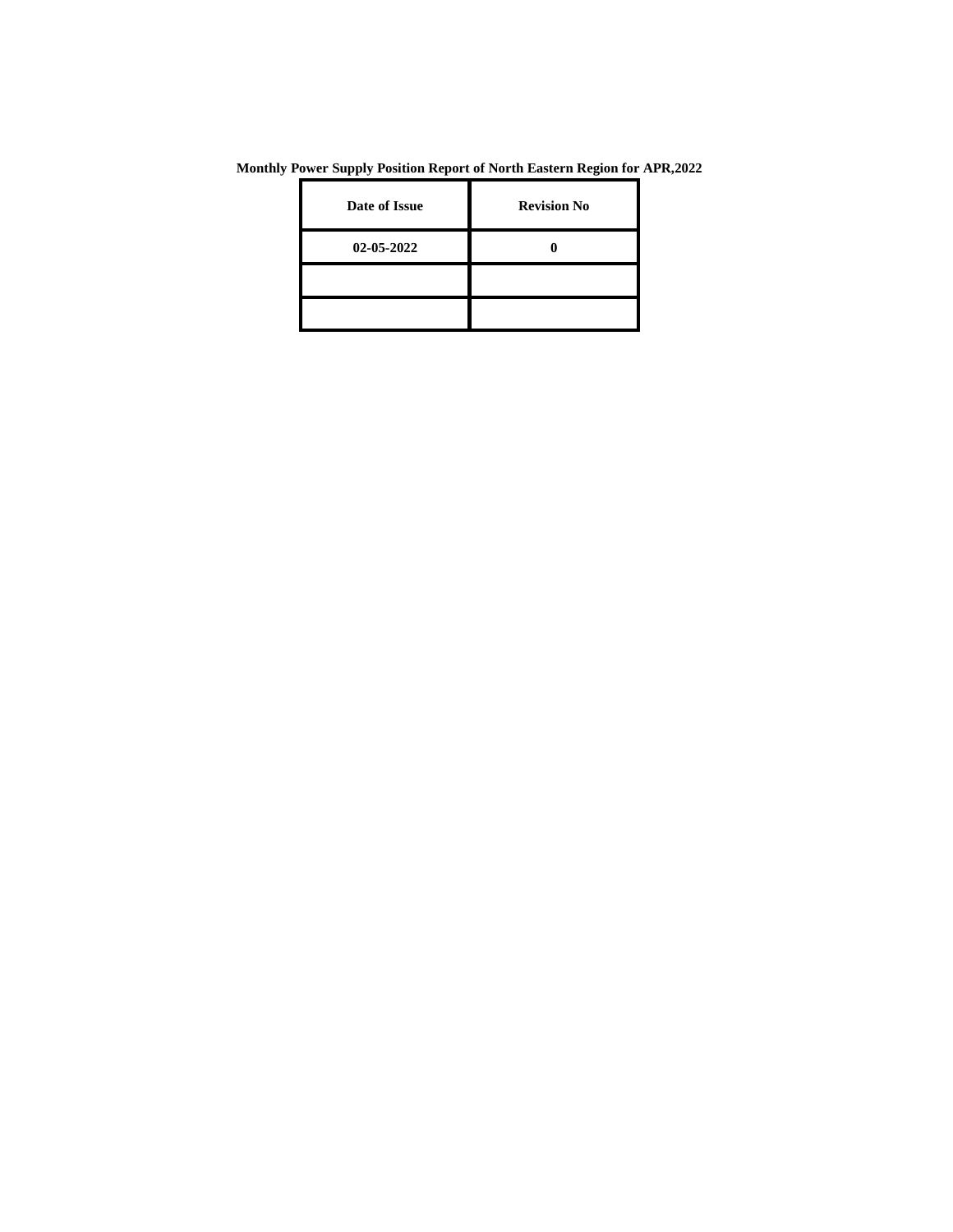**Monthly Power Supply Position Report of North Eastern Region for APR,2022**

| Date of Issue | Revision No |
| --- | --- |
| 02-05-2022 | 0 |
| | |
| | |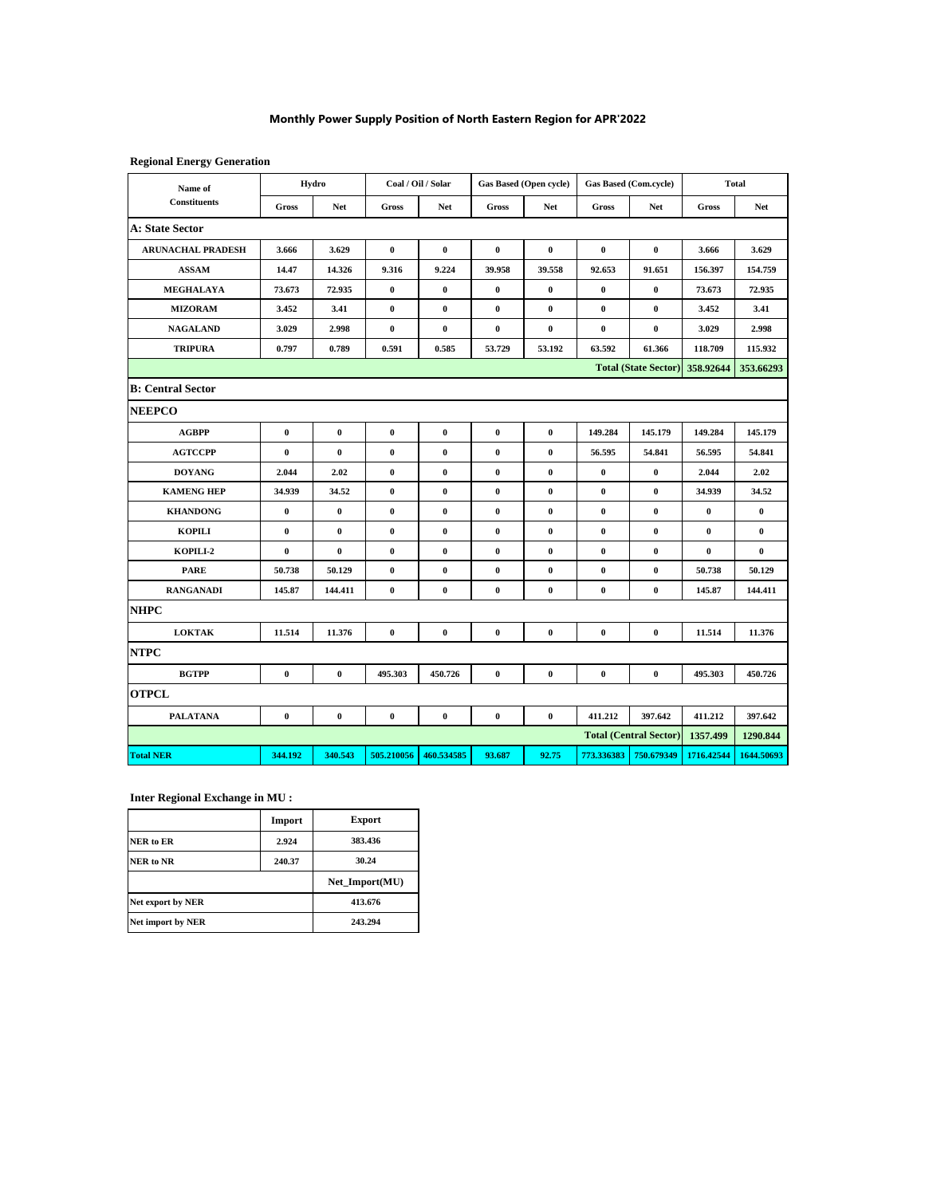# Monthly Power Supply Position of North Eastern Region for APR'2022

**Regional Energy Generation**

| Name of Constituents | Hydro | | Coal / Oil / Solar | | Gas Based (Open cycle) | | Gas Based (Com.cycle) | | Total | |
|---|---|---|---|---|---|---|---|---|---|---|
| | Gross | Net | Gross | Net | Gross | Net | Gross | Net | Gross | Net |
| **A: State Sector** | | | | | | | | | | |
| ARUNACHAL PRADESH | 3.666 | 3.629 | 0 | 0 | 0 | 0 | 0 | 0 | 3.666 | 3.629 |
| ASSAM | 14.47 | 14.326 | 9.316 | 9.224 | 39.958 | 39.558 | 92.653 | 91.651 | 156.397 | 154.759 |
| MEGHALAYA | 73.673 | 72.935 | 0 | 0 | 0 | 0 | 0 | 0 | 73.673 | 72.935 |
| MIZORAM | 3.452 | 3.41 | 0 | 0 | 0 | 0 | 0 | 0 | 3.452 | 3.41 |
| NAGALAND | 3.029 | 2.998 | 0 | 0 | 0 | 0 | 0 | 0 | 3.029 | 2.998 |
| TRIPURA | 0.797 | 0.789 | 0.591 | 0.585 | 53.729 | 53.192 | 63.592 | 61.366 | 118.709 | 115.932 |
| | | | | | | | | Total (State Sector) | 358.92644 | 353.66293 |
| **B: Central Sector** | | | | | | | | | | |
| **NEEPCO** | | | | | | | | | | |
| AGBPP | 0 | 0 | 0 | 0 | 0 | 0 | 149.284 | 145.179 | 149.284 | 145.179 |
| AGTCCPP | 0 | 0 | 0 | 0 | 0 | 0 | 56.595 | 54.841 | 56.595 | 54.841 |
| DOYANG | 2.044 | 2.02 | 0 | 0 | 0 | 0 | 0 | 0 | 2.044 | 2.02 |
| KAMENG HEP | 34.939 | 34.52 | 0 | 0 | 0 | 0 | 0 | 0 | 34.939 | 34.52 |
| KHANDONG | 0 | 0 | 0 | 0 | 0 | 0 | 0 | 0 | 0 | 0 |
| KOPILI | 0 | 0 | 0 | 0 | 0 | 0 | 0 | 0 | 0 | 0 |
| KOPILI-2 | 0 | 0 | 0 | 0 | 0 | 0 | 0 | 0 | 0 | 0 |
| PARE | 50.738 | 50.129 | 0 | 0 | 0 | 0 | 0 | 0 | 50.738 | 50.129 |
| RANGANADI | 145.87 | 144.411 | 0 | 0 | 0 | 0 | 0 | 0 | 145.87 | 144.411 |
| **NHPC** | | | | | | | | | | |
| LOKTAK | 11.514 | 11.376 | 0 | 0 | 0 | 0 | 0 | 0 | 11.514 | 11.376 |
| **NTPC** | | | | | | | | | | |
| BGTPP | 0 | 0 | 495.303 | 450.726 | 0 | 0 | 0 | 0 | 495.303 | 450.726 |
| **OTPCL** | | | | | | | | | | |
| PALATANA | 0 | 0 | 0 | 0 | 0 | 0 | 411.212 | 397.642 | 411.212 | 397.642 |
| | | | | | | | | Total (Central Sector) | 1357.499 | 1290.844 |
| **Total NER** | 344.192 | 340.543 | 505.210056 | 460.534585 | 93.687 | 92.75 | 773.336383 | 750.679349 | 1716.42544 | 1644.50693 |

**Inter Regional Exchange in MU :**

| | Import | Export |
|---|---|---|
| NER to ER | 2.924 | 383.436 |
| NER to NR | 240.37 | 30.24 |
| | | Net_Import(MU) |
| Net export by NER | | 413.676 |
| Net import by NER | | 243.294 |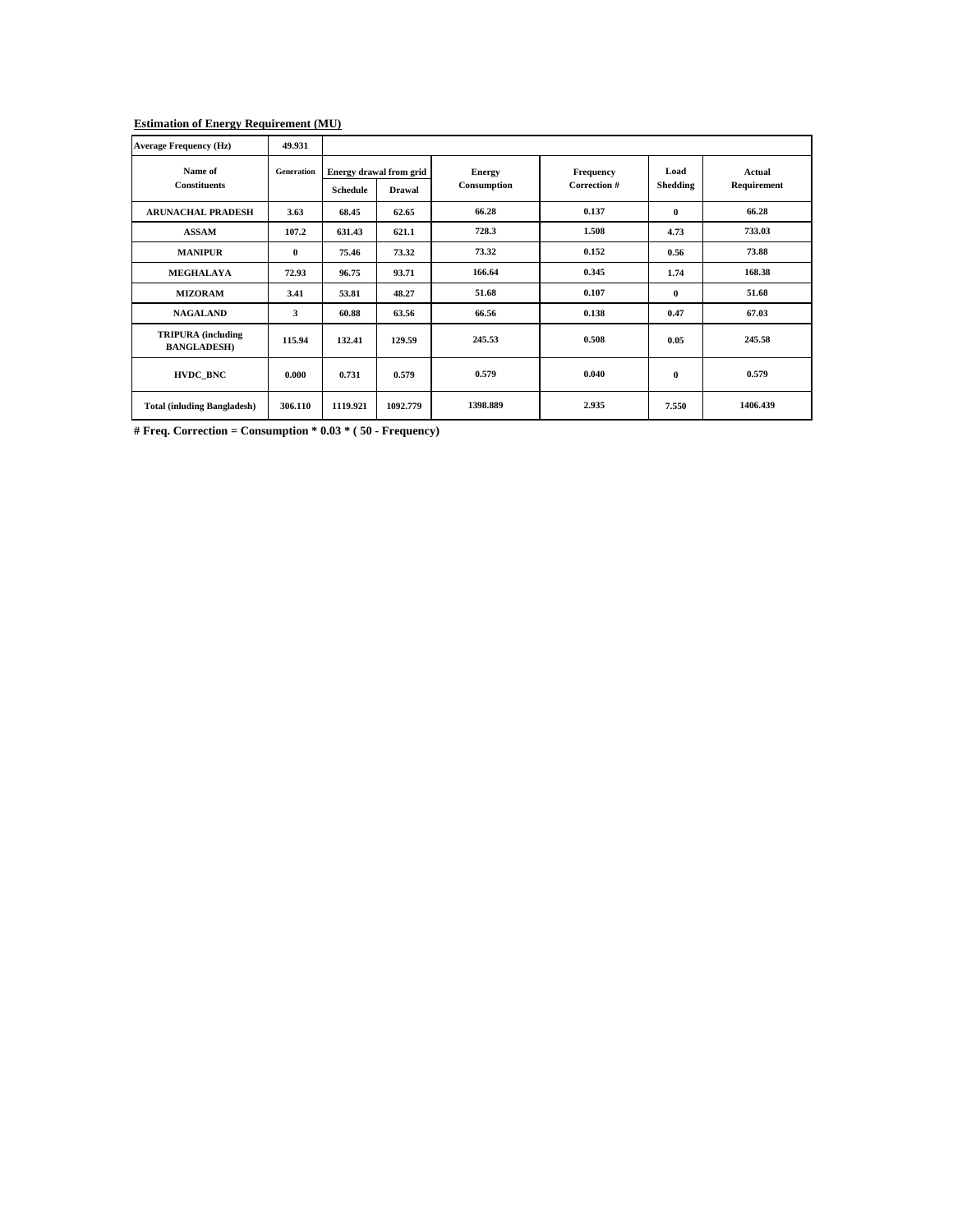**Estimation of Energy Requirement (MU)**

| Average Frequency (Hz) | 49.931 | | | | | | |
|---|---|---|---|---|---|---|---|
| Name of Constituents | Generation | Energy drawal from grid | | Energy Consumption | Frequency Correction # | Load Shedding | Actual Requirement |
| | | Schedule | Drawal | | | | |
| ARUNACHAL PRADESH | 3.63 | 68.45 | 62.65 | 66.28 | 0.137 | 0 | 66.28 |
| ASSAM | 107.2 | 631.43 | 621.1 | 728.3 | 1.508 | 4.73 | 733.03 |
| MANIPUR | 0 | 75.46 | 73.32 | 73.32 | 0.152 | 0.56 | 73.88 |
| MEGHALAYA | 72.93 | 96.75 | 93.71 | 166.64 | 0.345 | 1.74 | 168.38 |
| MIZORAM | 3.41 | 53.81 | 48.27 | 51.68 | 0.107 | 0 | 51.68 |
| NAGALAND | 3 | 60.88 | 63.56 | 66.56 | 0.138 | 0.47 | 67.03 |
| TRIPURA (including BANGLADESH) | 115.94 | 132.41 | 129.59 | 245.53 | 0.508 | 0.05 | 245.58 |
| HVDC_BNC | 0.000 | 0.731 | 0.579 | 0.579 | 0.040 | 0 | 0.579 |
| Total (inluding Bangladesh) | 306.110 | 1119.921 | 1092.779 | 1398.889 | 2.935 | 7.550 | 1406.439 |

**# Freq. Correction = Consumption * 0.03 * ( 50 - Frequency)**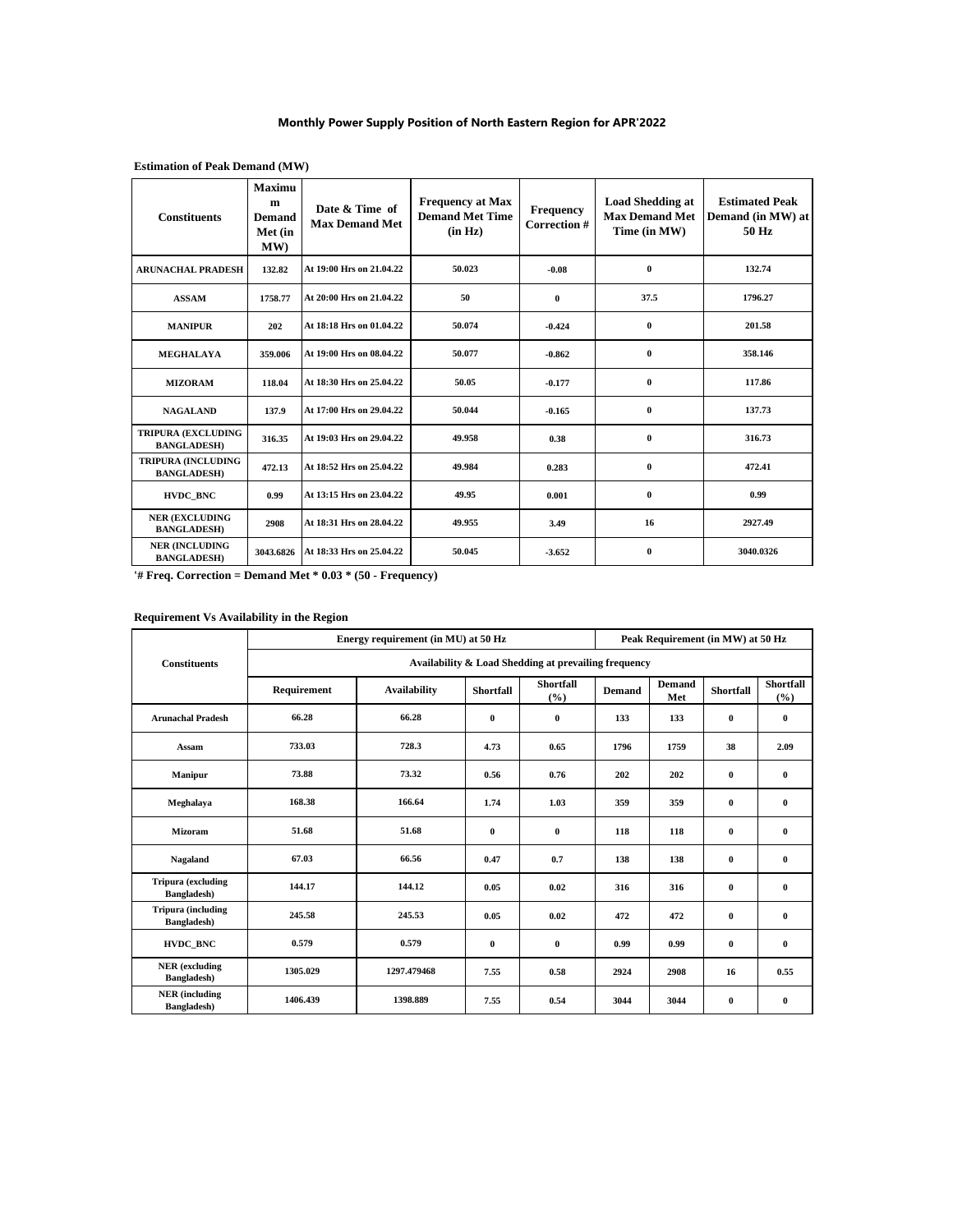## Monthly Power Supply Position of North Eastern Region for APR'2022

**Estimation of Peak Demand (MW)**

| Constituents | Maximum Demand Met (in MW) | Date & Time of Max Demand Met | Frequency at Max Demand Met Time (in Hz) | Frequency Correction # | Load Shedding at Max Demand Met Time (in MW) | Estimated Peak Demand (in MW) at 50 Hz |
|---|---|---|---|---|---|---|
| ARUNACHAL PRADESH | 132.82 | At 19:00 Hrs on 21.04.22 | 50.023 | -0.08 | 0 | 132.74 |
| ASSAM | 1758.77 | At 20:00 Hrs on 21.04.22 | 50 | 0 | 37.5 | 1796.27 |
| MANIPUR | 202 | At 18:18 Hrs on 01.04.22 | 50.074 | -0.424 | 0 | 201.58 |
| MEGHALAYA | 359.006 | At 19:00 Hrs on 08.04.22 | 50.077 | -0.862 | 0 | 358.146 |
| MIZORAM | 118.04 | At 18:30 Hrs on 25.04.22 | 50.05 | -0.177 | 0 | 117.86 |
| NAGALAND | 137.9 | At 17:00 Hrs on 29.04.22 | 50.044 | -0.165 | 0 | 137.73 |
| TRIPURA (EXCLUDING BANGLADESH) | 316.35 | At 19:03 Hrs on 29.04.22 | 49.958 | 0.38 | 0 | 316.73 |
| TRIPURA (INCLUDING BANGLADESH) | 472.13 | At 18:52 Hrs on 25.04.22 | 49.984 | 0.283 | 0 | 472.41 |
| HVDC_BNC | 0.99 | At 13:15 Hrs on 23.04.22 | 49.95 | 0.001 | 0 | 0.99 |
| NER (EXCLUDING BANGLADESH) | 2908 | At 18:31 Hrs on 28.04.22 | 49.955 | 3.49 | 16 | 2927.49 |
| NER (INCLUDING BANGLADESH) | 3043.6826 | At 18:33 Hrs on 25.04.22 | 50.045 | -3.652 | 0 | 3040.0326 |

**'# Freq. Correction = Demand Met * 0.03 * (50 - Frequency)**

**Requirement Vs Availability in the Region**

| Constituents | Energy requirement (in MU) at 50 Hz | | | | Peak Requirement (in MW) at 50 Hz | | | |
|---|---|---|---|---|---|---|---|---|
| | Availability & Load Shedding at prevailing frequency | | | | | | | |
| | Requirement | Availability | Shortfall | Shortfall (%) | Demand | Demand Met | Shortfall | Shortfall (%) |
| Arunachal Pradesh | 66.28 | 66.28 | 0 | 0 | 133 | 133 | 0 | 0 |
| Assam | 733.03 | 728.3 | 4.73 | 0.65 | 1796 | 1759 | 38 | 2.09 |
| Manipur | 73.88 | 73.32 | 0.56 | 0.76 | 202 | 202 | 0 | 0 |
| Meghalaya | 168.38 | 166.64 | 1.74 | 1.03 | 359 | 359 | 0 | 0 |
| Mizoram | 51.68 | 51.68 | 0 | 0 | 118 | 118 | 0 | 0 |
| Nagaland | 67.03 | 66.56 | 0.47 | 0.7 | 138 | 138 | 0 | 0 |
| Tripura (excluding Bangladesh) | 144.17 | 144.12 | 0.05 | 0.02 | 316 | 316 | 0 | 0 |
| Tripura (including Bangladesh) | 245.58 | 245.53 | 0.05 | 0.02 | 472 | 472 | 0 | 0 |
| HVDC_BNC | 0.579 | 0.579 | 0 | 0 | 0.99 | 0.99 | 0 | 0 |
| NER (excluding Bangladesh) | 1305.029 | 1297.479468 | 7.55 | 0.58 | 2924 | 2908 | 16 | 0.55 |
| NER (including Bangladesh) | 1406.439 | 1398.889 | 7.55 | 0.54 | 3044 | 3044 | 0 | 0 |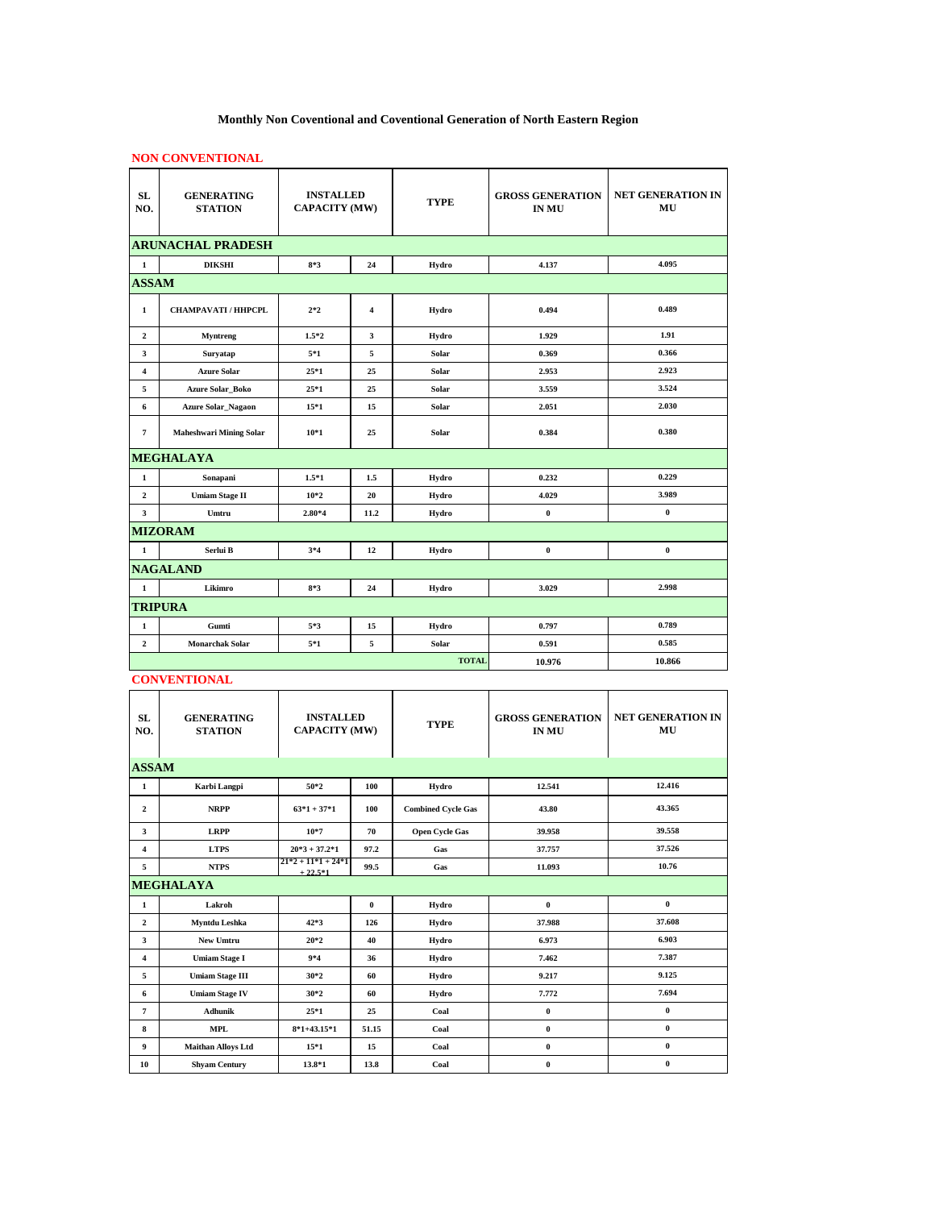# Monthly Non Coventional and Coventional Generation of North Eastern Region

## NON CONVENTIONAL

| SL NO. | GENERATING STATION | INSTALLED CAPACITY (MW) | | TYPE | GROSS GENERATION IN MU | NET GENERATION IN MU |
|---|---|---|---|---|---|---|
| **ARUNACHAL PRADESH** | | | | | | |
| 1 | DIKSHI | 8*3 | 24 | Hydro | 4.137 | 4.095 |
| **ASSAM** | | | | | | |
| 1 | CHAMPAVATI / HHPCPL | 2*2 | 4 | Hydro | 0.494 | 0.489 |
| 2 | Myntreng | 1.5*2 | 3 | Hydro | 1.929 | 1.91 |
| 3 | Suryatap | 5*1 | 5 | Solar | 0.369 | 0.366 |
| 4 | Azure Solar | 25*1 | 25 | Solar | 2.953 | 2.923 |
| 5 | Azure Solar_Boko | 25*1 | 25 | Solar | 3.559 | 3.524 |
| 6 | Azure Solar_Nagaon | 15*1 | 15 | Solar | 2.051 | 2.030 |
| 7 | Maheshwari Mining Solar | 10*1 | 25 | Solar | 0.384 | 0.380 |
| **MEGHALAYA** | | | | | | |
| 1 | Sonapani | 1.5*1 | 1.5 | Hydro | 0.232 | 0.229 |
| 2 | Umiam Stage II | 10*2 | 20 | Hydro | 4.029 | 3.989 |
| 3 | Umtru | 2.80*4 | 11.2 | Hydro | 0 | 0 |
| **MIZORAM** | | | | | | |
| 1 | Serlui B | 3*4 | 12 | Hydro | 0 | 0 |
| **NAGALAND** | | | | | | |
| 1 | Likimro | 8*3 | 24 | Hydro | 3.029 | 2.998 |
| **TRIPURA** | | | | | | |
| 1 | Gumti | 5*3 | 15 | Hydro | 0.797 | 0.789 |
| 2 | Monarchak Solar | 5*1 | 5 | Solar | 0.591 | 0.585 |
| | | | | **TOTAL** | 10.976 | 10.866 |

## CONVENTIONAL

| SL NO. | GENERATING STATION | INSTALLED CAPACITY (MW) | | TYPE | GROSS GENERATION IN MU | NET GENERATION IN MU |
|---|---|---|---|---|---|---|
| **ASSAM** | | | | | | |
| 1 | Karbi Langpi | 50*2 | 100 | Hydro | 12.541 | 12.416 |
| 2 | NRPP | 63*1 + 37*1 | 100 | Combined Cycle Gas | 43.80 | 43.365 |
| 3 | LRPP | 10*7 | 70 | Open Cycle Gas | 39.958 | 39.558 |
| 4 | LTPS | 20*3 + 37.2*1 | 97.2 | Gas | 37.757 | 37.526 |
| 5 | NTPS | 21*2 + 11*1 + 24*1 + 22.5*1 | 99.5 | Gas | 11.093 | 10.76 |
| **MEGHALAYA** | | | | | | |
| 1 | Lakroh | | 0 | Hydro | 0 | 0 |
| 2 | Myntdu Leshka | 42*3 | 126 | Hydro | 37.988 | 37.608 |
| 3 | New Umtru | 20*2 | 40 | Hydro | 6.973 | 6.903 |
| 4 | Umiam Stage I | 9*4 | 36 | Hydro | 7.462 | 7.387 |
| 5 | Umiam Stage III | 30*2 | 60 | Hydro | 9.217 | 9.125 |
| 6 | Umiam Stage IV | 30*2 | 60 | Hydro | 7.772 | 7.694 |
| 7 | Adhunik | 25*1 | 25 | Coal | 0 | 0 |
| 8 | MPL | 8*1+43.15*1 | 51.15 | Coal | 0 | 0 |
| 9 | Maithan Alloys Ltd | 15*1 | 15 | Coal | 0 | 0 |
| 10 | Shyam Century | 13.8*1 | 13.8 | Coal | 0 | 0 |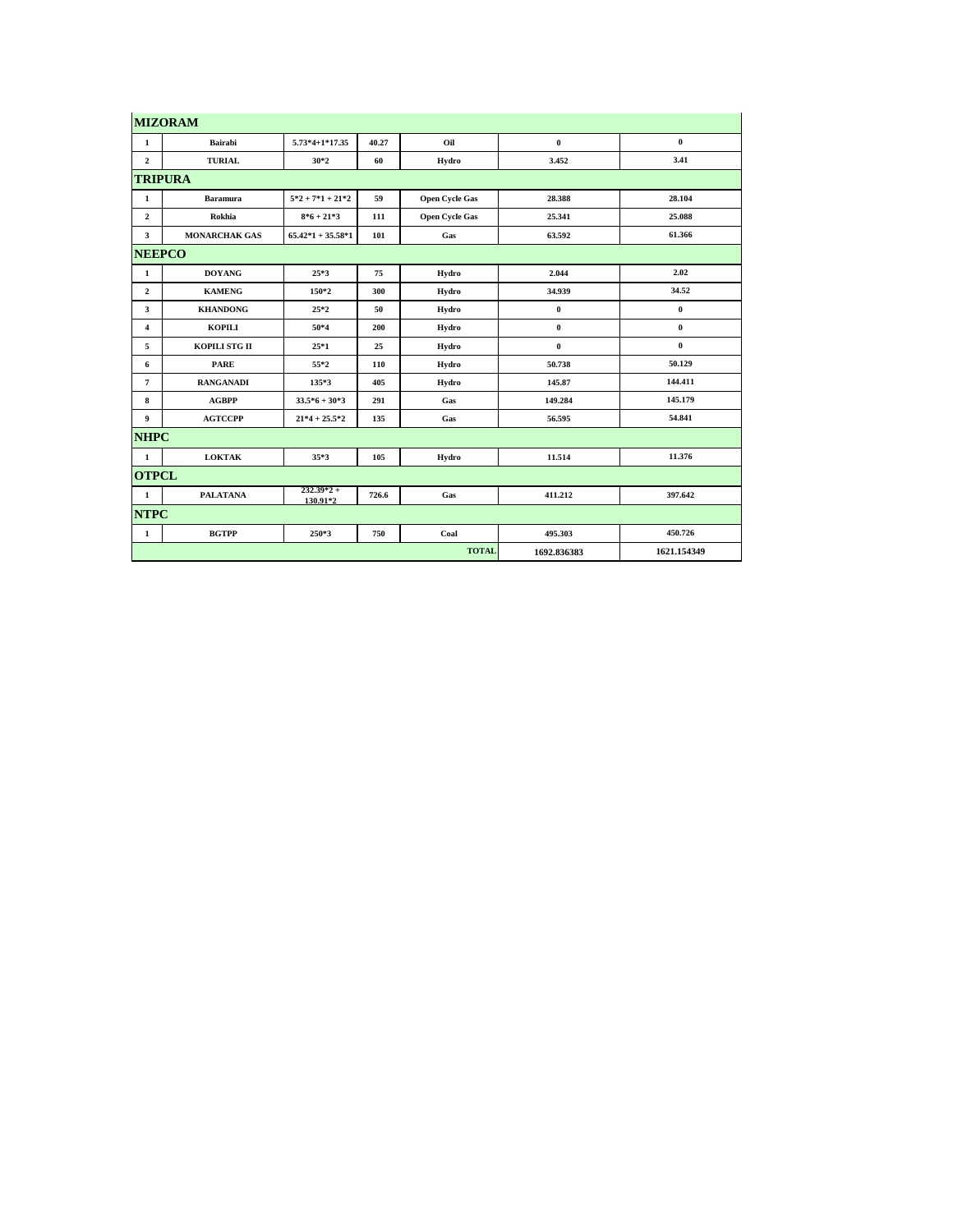| MIZORAM | | | | | | |
|---|---|---|---|---|---|---|
| 1 | Bairabi | 5.73*4+1*17.35 | 40.27 | Oil | 0 | 0 |
| 2 | TURIAL | 30*2 | 60 | Hydro | 3.452 | 3.41 |
| **TRIPURA** | | | | | | |
| 1 | Baramura | 5*2 + 7*1 + 21*2 | 59 | Open Cycle Gas | 28.388 | 28.104 |
| 2 | Rokhia | 8*6 + 21*3 | 111 | Open Cycle Gas | 25.341 | 25.088 |
| 3 | MONARCHAK GAS | 65.42*1 + 35.58*1 | 101 | Gas | 63.592 | 61.366 |
| **NEEPCO** | | | | | | |
| 1 | DOYANG | 25*3 | 75 | Hydro | 2.044 | 2.02 |
| 2 | KAMENG | 150*2 | 300 | Hydro | 34.939 | 34.52 |
| 3 | KHANDONG | 25*2 | 50 | Hydro | 0 | 0 |
| 4 | KOPILI | 50*4 | 200 | Hydro | 0 | 0 |
| 5 | KOPILI STG II | 25*1 | 25 | Hydro | 0 | 0 |
| 6 | PARE | 55*2 | 110 | Hydro | 50.738 | 50.129 |
| 7 | RANGANADI | 135*3 | 405 | Hydro | 145.87 | 144.411 |
| 8 | AGBPP | 33.5*6 + 30*3 | 291 | Gas | 149.284 | 145.179 |
| 9 | AGTCCPP | 21*4 + 25.5*2 | 135 | Gas | 56.595 | 54.841 |
| **NHPC** | | | | | | |
| 1 | LOKTAK | 35*3 | 105 | Hydro | 11.514 | 11.376 |
| **OTPCL** | | | | | | |
| 1 | PALATANA | 232.39*2 + 130.91*2 | 726.6 | Gas | 411.212 | 397.642 |
| **NTPC** | | | | | | |
| 1 | BGTPP | 250*3 | 750 | Coal | 495.303 | 450.726 |
| | | | | TOTAL | 1692.836383 | 1621.154349 |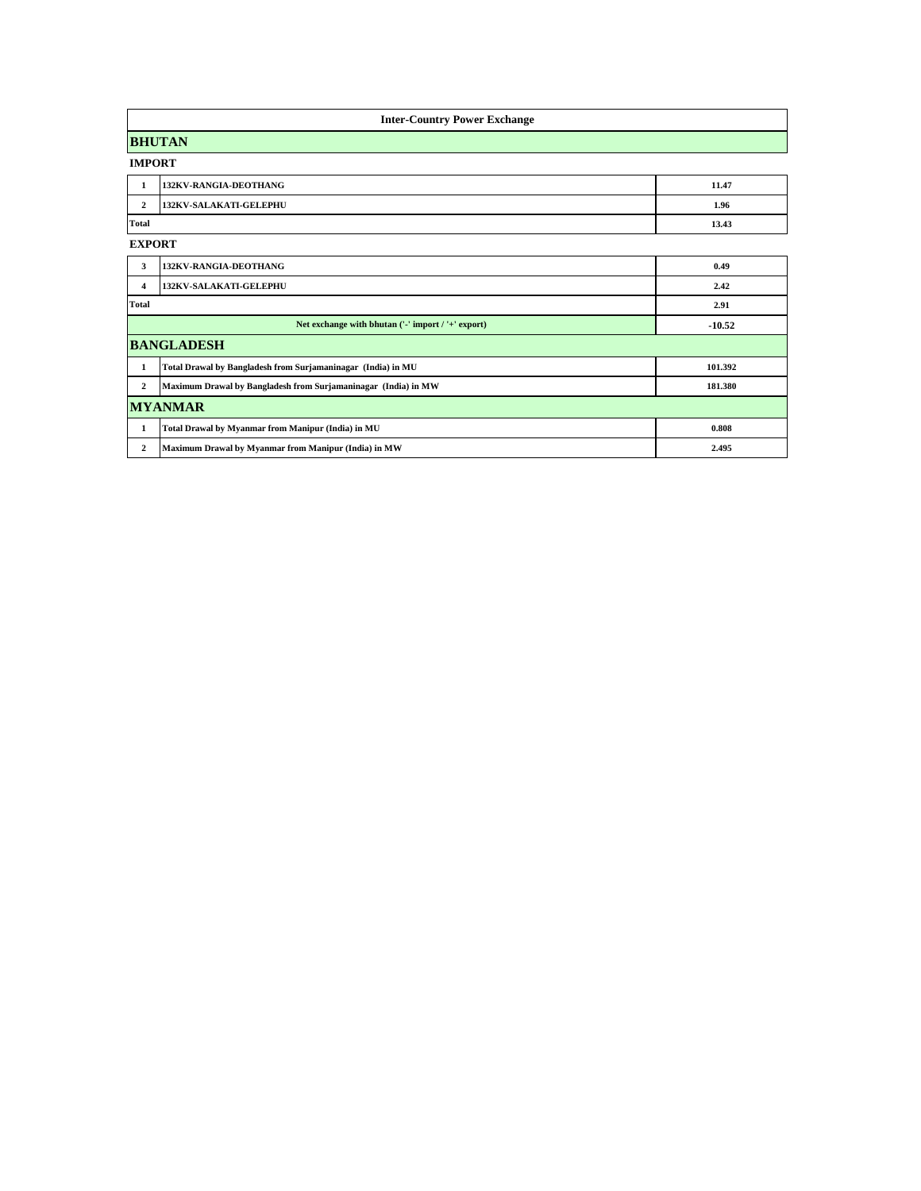## Inter-Country Power Exchange

### BHUTAN

**IMPORT**

| | | |
|---|---|---|
| 1 | 132KV-RANGIA-DEOTHANG | 11.47 |
| 2 | 132KV-SALAKATI-GELEPHU | 1.96 |
| Total | | 13.43 |

**EXPORT**

| | | |
|---|---|---|
| 3 | 132KV-RANGIA-DEOTHANG | 0.49 |
| 4 | 132KV-SALAKATI-GELEPHU | 2.42 |
| Total | | 2.91 |
| Net exchange with bhutan ('-' import / '+' export) | | -10.52 |

### BANGLADESH

| | | |
|---|---|---|
| 1 | Total Drawal by Bangladesh from Surjamaninagar (India) in MU | 101.392 |
| 2 | Maximum Drawal by Bangladesh from Surjamaninagar (India) in MW | 181.380 |

### MYANMAR

| | | |
|---|---|---|
| 1 | Total Drawal by Myanmar from Manipur (India) in MU | 0.808 |
| 2 | Maximum Drawal by Myanmar from Manipur (India) in MW | 2.495 |